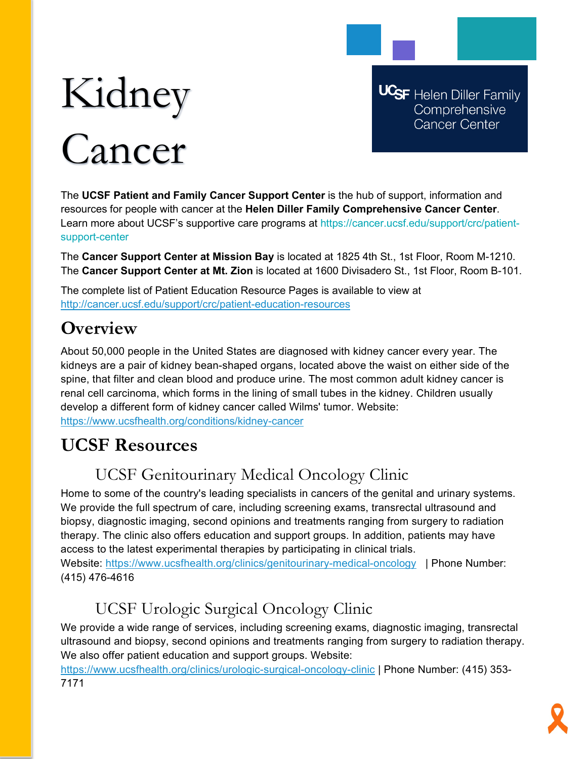# Kidney Cancer

UCSF Helen Diller Family Comprehensive Cancer Center

The **UCSF Patient and Family Cancer Support Center** is the hub of support, information and resources for people with cancer at the **Helen Diller Family Comprehensive Cancer Center**. Learn more about UCSF's supportive care programs at https://cancer.ucsf.edu/support/crc/patient-support-center

The **Cancer Support Center at Mission Bay** is located at 1825 4th St., 1st Floor, Room M-1210. The **Cancer Support Center at Mt. Zion** is located at 1600 Divisadero St., 1st Floor, Room B-101.

The complete list of Patient Education Resource Pages is available to view at http://cancer.ucsf.edu/support/crc/patient-education-resources

## Overview

About 50,000 people in the United States are diagnosed with kidney cancer every year. The kidneys are a pair of kidney bean-shaped organs, located above the waist on either side of the spine, that filter and clean blood and produce urine. The most common adult kidney cancer is renal cell carcinoma, which forms in the lining of small tubes in the kidney. Children usually develop a different form of kidney cancer called Wilms' tumor. Website: https://www.ucsfhealth.org/conditions/kidney-cancer

## UCSF Resources

### UCSF Genitourinary Medical Oncology Clinic

Home to some of the country's leading specialists in cancers of the genital and urinary systems. We provide the full spectrum of care, including screening exams, transrectal ultrasound and biopsy, diagnostic imaging, second opinions and treatments ranging from surgery to radiation therapy. The clinic also offers education and support groups. In addition, patients may have access to the latest experimental therapies by participating in clinical trials. Website: https://www.ucsfhealth.org/clinics/genitourinary-medical-oncology | Phone Number: (415) 476-4616

### UCSF Urologic Surgical Oncology Clinic

We provide a wide range of services, including screening exams, diagnostic imaging, transrectal ultrasound and biopsy, second opinions and treatments ranging from surgery to radiation therapy. We also offer patient education and support groups. Website: https://www.ucsfhealth.org/clinics/urologic-surgical-oncology-clinic | Phone Number: (415) 353-7171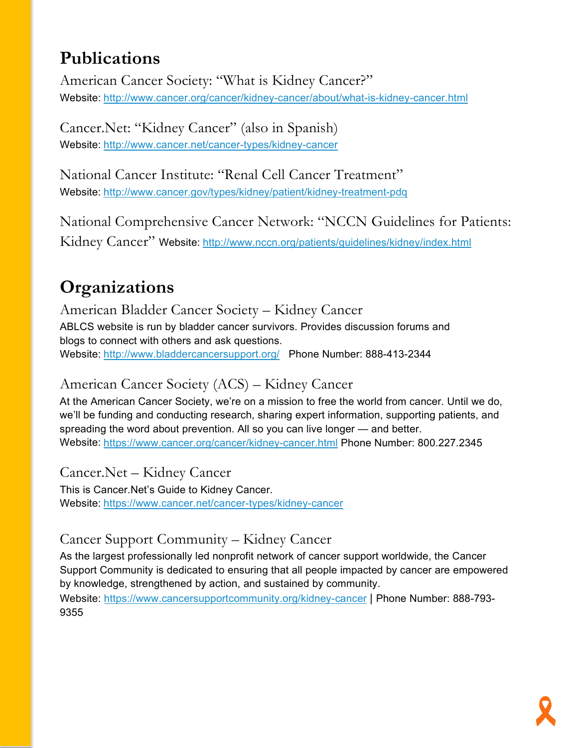## Publications

### American Cancer Society: "What is Kidney Cancer?"

Website: http://www.cancer.org/cancer/kidney-cancer/about/what-is-kidney-cancer.html

### Cancer.Net: "Kidney Cancer" (also in Spanish)

Website: http://www.cancer.net/cancer-types/kidney-cancer

### National Cancer Institute: "Renal Cell Cancer Treatment"

Website: http://www.cancer.gov/types/kidney/patient/kidney-treatment-pdq

### National Comprehensive Cancer Network: "NCCN Guidelines for Patients: Kidney Cancer"

Website: http://www.nccn.org/patients/guidelines/kidney/index.html

## Organizations

### American Bladder Cancer Society – Kidney Cancer

ABLCS website is run by bladder cancer survivors. Provides discussion forums and blogs to connect with others and ask questions.

Website: http://www.bladdercancersupport.org/ Phone Number: 888-413-2344

### American Cancer Society (ACS) – Kidney Cancer

At the American Cancer Society, we're on a mission to free the world from cancer. Until we do, we'll be funding and conducting research, sharing expert information, supporting patients, and spreading the word about prevention. All so you can live longer — and better.

Website: https://www.cancer.org/cancer/kidney-cancer.html Phone Number: 800.227.2345

### Cancer.Net – Kidney Cancer

This is Cancer.Net's Guide to Kidney Cancer.

Website: https://www.cancer.net/cancer-types/kidney-cancer

### Cancer Support Community – Kidney Cancer

As the largest professionally led nonprofit network of cancer support worldwide, the Cancer Support Community is dedicated to ensuring that all people impacted by cancer are empowered by knowledge, strengthened by action, and sustained by community.

Website: https://www.cancersupportcommunity.org/kidney-cancer | Phone Number: 888-793-9355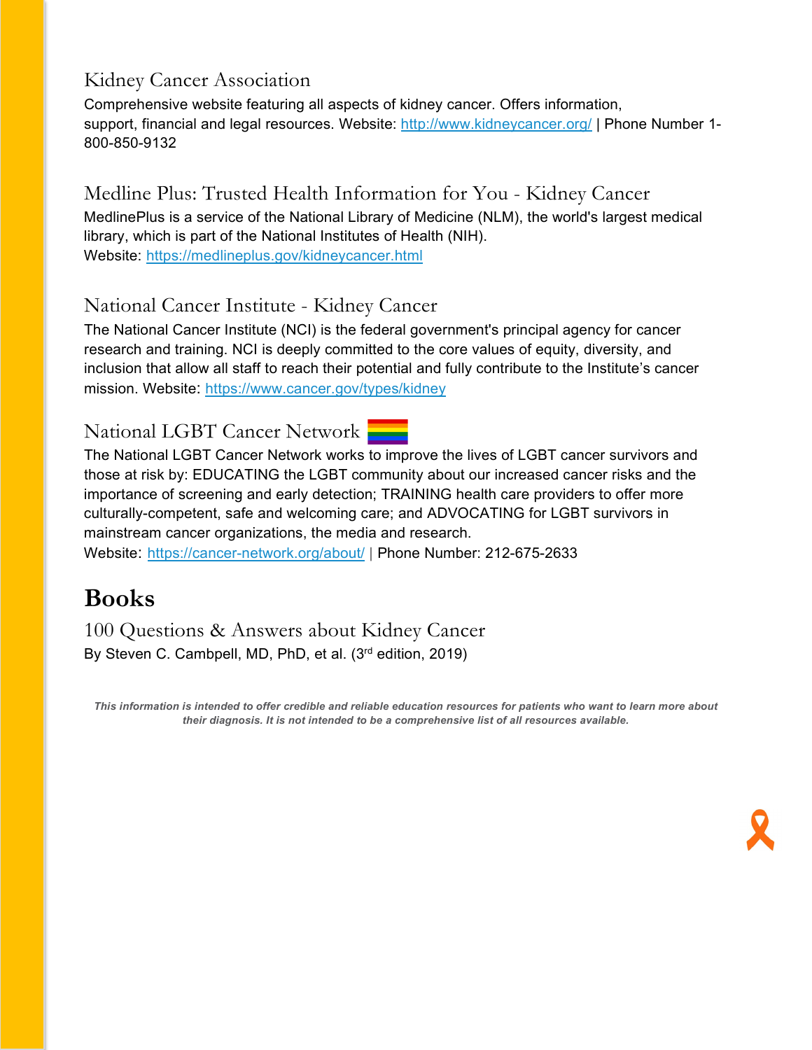### Kidney Cancer Association

Comprehensive website featuring all aspects of kidney cancer. Offers information, support, financial and legal resources. Website: http://www.kidneycancer.org/ | Phone Number 1-800-850-9132

### Medline Plus: Trusted Health Information for You - Kidney Cancer

MedlinePlus is a service of the National Library of Medicine (NLM), the world's largest medical library, which is part of the National Institutes of Health (NIH).
Website: https://medlineplus.gov/kidneycancer.html

### National Cancer Institute - Kidney Cancer

The National Cancer Institute (NCI) is the federal government's principal agency for cancer research and training. NCI is deeply committed to the core values of equity, diversity, and inclusion that allow all staff to reach their potential and fully contribute to the Institute's cancer mission. Website: https://www.cancer.gov/types/kidney

### National LGBT Cancer Network

The National LGBT Cancer Network works to improve the lives of LGBT cancer survivors and those at risk by: EDUCATING the LGBT community about our increased cancer risks and the importance of screening and early detection; TRAINING health care providers to offer more culturally-competent, safe and welcoming care; and ADVOCATING for LGBT survivors in mainstream cancer organizations, the media and research.
Website: https://cancer-network.org/about/ | Phone Number: 212-675-2633

## Books

### 100 Questions & Answers about Kidney Cancer

By Steven C. Cambpell, MD, PhD, et al. (3rd edition, 2019)

***This information is intended to offer credible and reliable education resources for patients who want to learn more about their diagnosis. It is not intended to be a comprehensive list of all resources available.***